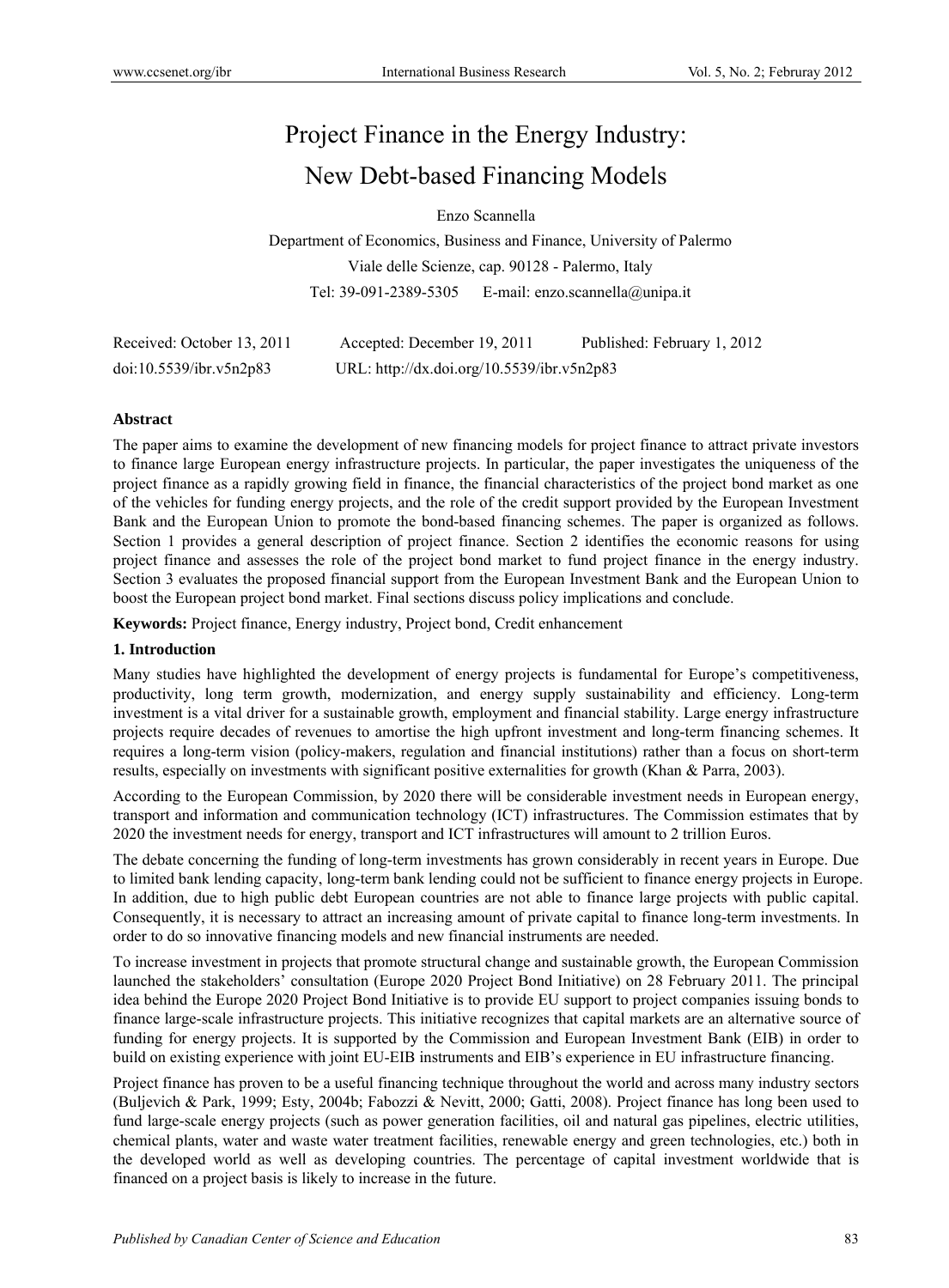# Project Finance in the Energy Industry: New Debt-based Financing Models

Enzo Scannella

Department of Economics, Business and Finance, University of Palermo

Viale delle Scienze, cap. 90128 - Palermo, Italy

Tel: 39-091-2389-5305 E-mail: enzo.scannella@unipa.it

Received: October 13, 2011 Accepted: December 19, 2011 Published: February 1, 2012

doi:10.5539/ibr.v5n2p83 URL: http://dx.doi.org/10.5539/ibr.v5n2p83

## Abstract

The paper aims to examine the development of new financing models for project finance to attract private investors to finance large European energy infrastructure projects. In particular, the paper investigates the uniqueness of the project finance as a rapidly growing field in finance, the financial characteristics of the project bond market as one of the vehicles for funding energy projects, and the role of the credit support provided by the European Investment Bank and the European Union to promote the bond-based financing schemes. The paper is organized as follows. Section 1 provides a general description of project finance. Section 2 identifies the economic reasons for using project finance and assesses the role of the project bond market to fund project finance in the energy industry. Section 3 evaluates the proposed financial support from the European Investment Bank and the European Union to boost the European project bond market. Final sections discuss policy implications and conclude.

**Keywords:** Project finance, Energy industry, Project bond, Credit enhancement

## 1. Introduction

Many studies have highlighted the development of energy projects is fundamental for Europe's competitiveness, productivity, long term growth, modernization, and energy supply sustainability and efficiency. Long-term investment is a vital driver for a sustainable growth, employment and financial stability. Large energy infrastructure projects require decades of revenues to amortise the high upfront investment and long-term financing schemes. It requires a long-term vision (policy-makers, regulation and financial institutions) rather than a focus on short-term results, especially on investments with significant positive externalities for growth (Khan & Parra, 2003).

According to the European Commission, by 2020 there will be considerable investment needs in European energy, transport and information and communication technology (ICT) infrastructures. The Commission estimates that by 2020 the investment needs for energy, transport and ICT infrastructures will amount to 2 trillion Euros.

The debate concerning the funding of long-term investments has grown considerably in recent years in Europe. Due to limited bank lending capacity, long-term bank lending could not be sufficient to finance energy projects in Europe. In addition, due to high public debt European countries are not able to finance large projects with public capital. Consequently, it is necessary to attract an increasing amount of private capital to finance long-term investments. In order to do so innovative financing models and new financial instruments are needed.

To increase investment in projects that promote structural change and sustainable growth, the European Commission launched the stakeholders' consultation (Europe 2020 Project Bond Initiative) on 28 February 2011. The principal idea behind the Europe 2020 Project Bond Initiative is to provide EU support to project companies issuing bonds to finance large-scale infrastructure projects. This initiative recognizes that capital markets are an alternative source of funding for energy projects. It is supported by the Commission and European Investment Bank (EIB) in order to build on existing experience with joint EU-EIB instruments and EIB's experience in EU infrastructure financing.

Project finance has proven to be a useful financing technique throughout the world and across many industry sectors (Buljevich & Park, 1999; Esty, 2004b; Fabozzi & Nevitt, 2000; Gatti, 2008). Project finance has long been used to fund large-scale energy projects (such as power generation facilities, oil and natural gas pipelines, electric utilities, chemical plants, water and waste water treatment facilities, renewable energy and green technologies, etc.) both in the developed world as well as developing countries. The percentage of capital investment worldwide that is financed on a project basis is likely to increase in the future.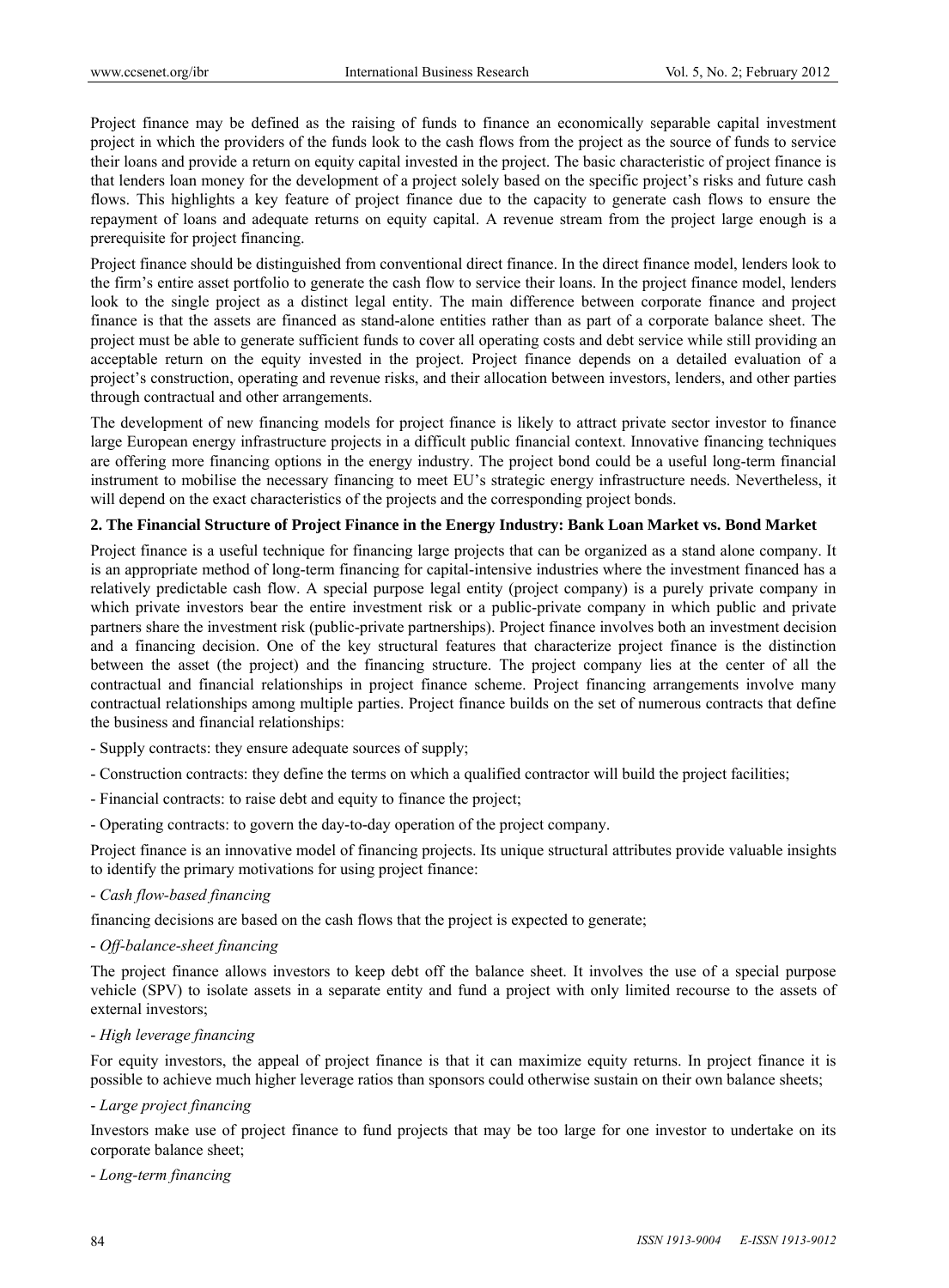Project finance may be defined as the raising of funds to finance an economically separable capital investment project in which the providers of the funds look to the cash flows from the project as the source of funds to service their loans and provide a return on equity capital invested in the project. The basic characteristic of project finance is that lenders loan money for the development of a project solely based on the specific project's risks and future cash flows. This highlights a key feature of project finance due to the capacity to generate cash flows to ensure the repayment of loans and adequate returns on equity capital. A revenue stream from the project large enough is a prerequisite for project financing.

Project finance should be distinguished from conventional direct finance. In the direct finance model, lenders look to the firm's entire asset portfolio to generate the cash flow to service their loans. In the project finance model, lenders look to the single project as a distinct legal entity. The main difference between corporate finance and project finance is that the assets are financed as stand-alone entities rather than as part of a corporate balance sheet. The project must be able to generate sufficient funds to cover all operating costs and debt service while still providing an acceptable return on the equity invested in the project. Project finance depends on a detailed evaluation of a project's construction, operating and revenue risks, and their allocation between investors, lenders, and other parties through contractual and other arrangements.

The development of new financing models for project finance is likely to attract private sector investor to finance large European energy infrastructure projects in a difficult public financial context. Innovative financing techniques are offering more financing options in the energy industry. The project bond could be a useful long-term financial instrument to mobilise the necessary financing to meet EU's strategic energy infrastructure needs. Nevertheless, it will depend on the exact characteristics of the projects and the corresponding project bonds.

## 2. The Financial Structure of Project Finance in the Energy Industry: Bank Loan Market vs. Bond Market

Project finance is a useful technique for financing large projects that can be organized as a stand alone company. It is an appropriate method of long-term financing for capital-intensive industries where the investment financed has a relatively predictable cash flow. A special purpose legal entity (project company) is a purely private company in which private investors bear the entire investment risk or a public-private company in which public and private partners share the investment risk (public-private partnerships). Project finance involves both an investment decision and a financing decision. One of the key structural features that characterize project finance is the distinction between the asset (the project) and the financing structure. The project company lies at the center of all the contractual and financial relationships in project finance scheme. Project financing arrangements involve many contractual relationships among multiple parties. Project finance builds on the set of numerous contracts that define the business and financial relationships:

- Supply contracts: they ensure adequate sources of supply;
- Construction contracts: they define the terms on which a qualified contractor will build the project facilities;
- Financial contracts: to raise debt and equity to finance the project;
- Operating contracts: to govern the day-to-day operation of the project company.

Project finance is an innovative model of financing projects. Its unique structural attributes provide valuable insights to identify the primary motivations for using project finance:

- *Cash flow-based financing*

financing decisions are based on the cash flows that the project is expected to generate;

- *Off-balance-sheet financing*

The project finance allows investors to keep debt off the balance sheet. It involves the use of a special purpose vehicle (SPV) to isolate assets in a separate entity and fund a project with only limited recourse to the assets of external investors;

- *High leverage financing*

For equity investors, the appeal of project finance is that it can maximize equity returns. In project finance it is possible to achieve much higher leverage ratios than sponsors could otherwise sustain on their own balance sheets;

- *Large project financing*

Investors make use of project finance to fund projects that may be too large for one investor to undertake on its corporate balance sheet;

- *Long-term financing*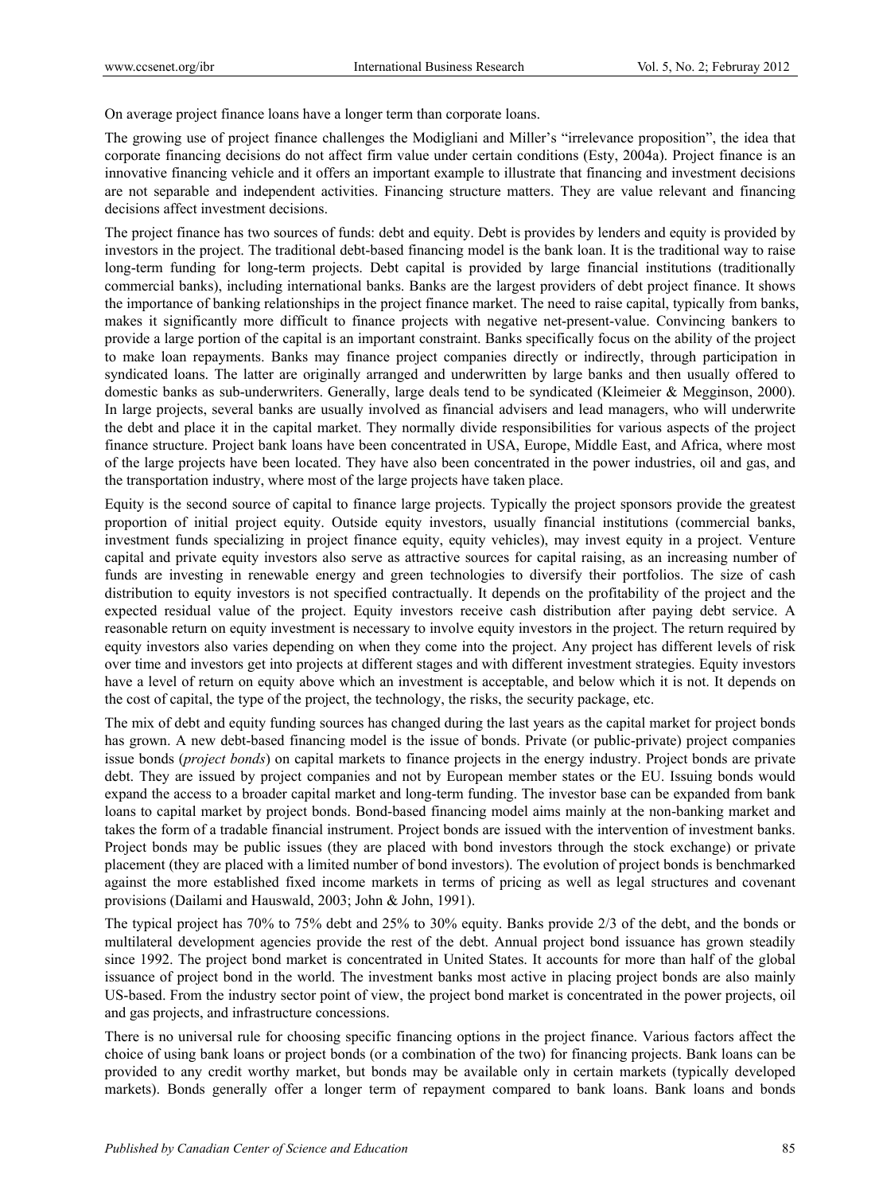On average project finance loans have a longer term than corporate loans.

The growing use of project finance challenges the Modigliani and Miller's "irrelevance proposition", the idea that corporate financing decisions do not affect firm value under certain conditions (Esty, 2004a). Project finance is an innovative financing vehicle and it offers an important example to illustrate that financing and investment decisions are not separable and independent activities. Financing structure matters. They are value relevant and financing decisions affect investment decisions.

The project finance has two sources of funds: debt and equity. Debt is provides by lenders and equity is provided by investors in the project. The traditional debt-based financing model is the bank loan. It is the traditional way to raise long-term funding for long-term projects. Debt capital is provided by large financial institutions (traditionally commercial banks), including international banks. Banks are the largest providers of debt project finance. It shows the importance of banking relationships in the project finance market. The need to raise capital, typically from banks, makes it significantly more difficult to finance projects with negative net-present-value. Convincing bankers to provide a large portion of the capital is an important constraint. Banks specifically focus on the ability of the project to make loan repayments. Banks may finance project companies directly or indirectly, through participation in syndicated loans. The latter are originally arranged and underwritten by large banks and then usually offered to domestic banks as sub-underwriters. Generally, large deals tend to be syndicated (Kleimeier & Megginson, 2000). In large projects, several banks are usually involved as financial advisers and lead managers, who will underwrite the debt and place it in the capital market. They normally divide responsibilities for various aspects of the project finance structure. Project bank loans have been concentrated in USA, Europe, Middle East, and Africa, where most of the large projects have been located. They have also been concentrated in the power industries, oil and gas, and the transportation industry, where most of the large projects have taken place.

Equity is the second source of capital to finance large projects. Typically the project sponsors provide the greatest proportion of initial project equity. Outside equity investors, usually financial institutions (commercial banks, investment funds specializing in project finance equity, equity vehicles), may invest equity in a project. Venture capital and private equity investors also serve as attractive sources for capital raising, as an increasing number of funds are investing in renewable energy and green technologies to diversify their portfolios. The size of cash distribution to equity investors is not specified contractually. It depends on the profitability of the project and the expected residual value of the project. Equity investors receive cash distribution after paying debt service. A reasonable return on equity investment is necessary to involve equity investors in the project. The return required by equity investors also varies depending on when they come into the project. Any project has different levels of risk over time and investors get into projects at different stages and with different investment strategies. Equity investors have a level of return on equity above which an investment is acceptable, and below which it is not. It depends on the cost of capital, the type of the project, the technology, the risks, the security package, etc.

The mix of debt and equity funding sources has changed during the last years as the capital market for project bonds has grown. A new debt-based financing model is the issue of bonds. Private (or public-private) project companies issue bonds (*project bonds*) on capital markets to finance projects in the energy industry. Project bonds are private debt. They are issued by project companies and not by European member states or the EU. Issuing bonds would expand the access to a broader capital market and long-term funding. The investor base can be expanded from bank loans to capital market by project bonds. Bond-based financing model aims mainly at the non-banking market and takes the form of a tradable financial instrument. Project bonds are issued with the intervention of investment banks. Project bonds may be public issues (they are placed with bond investors through the stock exchange) or private placement (they are placed with a limited number of bond investors). The evolution of project bonds is benchmarked against the more established fixed income markets in terms of pricing as well as legal structures and covenant provisions (Dailami and Hauswald, 2003; John & John, 1991).

The typical project has 70% to 75% debt and 25% to 30% equity. Banks provide 2/3 of the debt, and the bonds or multilateral development agencies provide the rest of the debt. Annual project bond issuance has grown steadily since 1992. The project bond market is concentrated in United States. It accounts for more than half of the global issuance of project bond in the world. The investment banks most active in placing project bonds are also mainly US-based. From the industry sector point of view, the project bond market is concentrated in the power projects, oil and gas projects, and infrastructure concessions.

There is no universal rule for choosing specific financing options in the project finance. Various factors affect the choice of using bank loans or project bonds (or a combination of the two) for financing projects. Bank loans can be provided to any credit worthy market, but bonds may be available only in certain markets (typically developed markets). Bonds generally offer a longer term of repayment compared to bank loans. Bank loans and bonds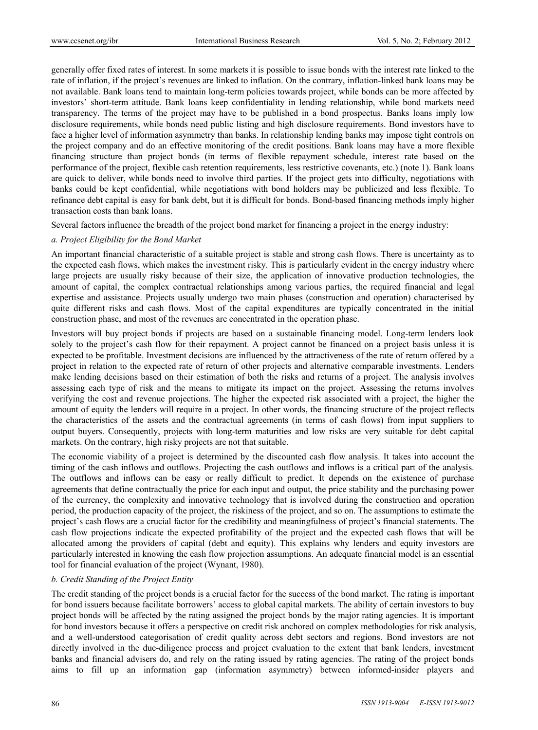generally offer fixed rates of interest. In some markets it is possible to issue bonds with the interest rate linked to the rate of inflation, if the project's revenues are linked to inflation. On the contrary, inflation-linked bank loans may be not available. Bank loans tend to maintain long-term policies towards project, while bonds can be more affected by investors' short-term attitude. Bank loans keep confidentiality in lending relationship, while bond markets need transparency. The terms of the project may have to be published in a bond prospectus. Banks loans imply low disclosure requirements, while bonds need public listing and high disclosure requirements. Bond investors have to face a higher level of information asymmetry than banks. In relationship lending banks may impose tight controls on the project company and do an effective monitoring of the credit positions. Bank loans may have a more flexible financing structure than project bonds (in terms of flexible repayment schedule, interest rate based on the performance of the project, flexible cash retention requirements, less restrictive covenants, etc.) (note 1). Bank loans are quick to deliver, while bonds need to involve third parties. If the project gets into difficulty, negotiations with banks could be kept confidential, while negotiations with bond holders may be publicized and less flexible. To refinance debt capital is easy for bank debt, but it is difficult for bonds. Bond-based financing methods imply higher transaction costs than bank loans.

Several factors influence the breadth of the project bond market for financing a project in the energy industry:

*a. Project Eligibility for the Bond Market*

An important financial characteristic of a suitable project is stable and strong cash flows. There is uncertainty as to the expected cash flows, which makes the investment risky. This is particularly evident in the energy industry where large projects are usually risky because of their size, the application of innovative production technologies, the amount of capital, the complex contractual relationships among various parties, the required financial and legal expertise and assistance. Projects usually undergo two main phases (construction and operation) characterised by quite different risks and cash flows. Most of the capital expenditures are typically concentrated in the initial construction phase, and most of the revenues are concentrated in the operation phase.

Investors will buy project bonds if projects are based on a sustainable financing model. Long-term lenders look solely to the project's cash flow for their repayment. A project cannot be financed on a project basis unless it is expected to be profitable. Investment decisions are influenced by the attractiveness of the rate of return offered by a project in relation to the expected rate of return of other projects and alternative comparable investments. Lenders make lending decisions based on their estimation of both the risks and returns of a project. The analysis involves assessing each type of risk and the means to mitigate its impact on the project. Assessing the returns involves verifying the cost and revenue projections. The higher the expected risk associated with a project, the higher the amount of equity the lenders will require in a project. In other words, the financing structure of the project reflects the characteristics of the assets and the contractual agreements (in terms of cash flows) from input suppliers to output buyers. Consequently, projects with long-term maturities and low risks are very suitable for debt capital markets. On the contrary, high risky projects are not that suitable.

The economic viability of a project is determined by the discounted cash flow analysis. It takes into account the timing of the cash inflows and outflows. Projecting the cash outflows and inflows is a critical part of the analysis. The outflows and inflows can be easy or really difficult to predict. It depends on the existence of purchase agreements that define contractually the price for each input and output, the price stability and the purchasing power of the currency, the complexity and innovative technology that is involved during the construction and operation period, the production capacity of the project, the riskiness of the project, and so on. The assumptions to estimate the project's cash flows are a crucial factor for the credibility and meaningfulness of project's financial statements. The cash flow projections indicate the expected profitability of the project and the expected cash flows that will be allocated among the providers of capital (debt and equity). This explains why lenders and equity investors are particularly interested in knowing the cash flow projection assumptions. An adequate financial model is an essential tool for financial evaluation of the project (Wynant, 1980).

*b. Credit Standing of the Project Entity*

The credit standing of the project bonds is a crucial factor for the success of the bond market. The rating is important for bond issuers because facilitate borrowers' access to global capital markets. The ability of certain investors to buy project bonds will be affected by the rating assigned the project bonds by the major rating agencies. It is important for bond investors because it offers a perspective on credit risk anchored on complex methodologies for risk analysis, and a well-understood categorisation of credit quality across debt sectors and regions. Bond investors are not directly involved in the due-diligence process and project evaluation to the extent that bank lenders, investment banks and financial advisers do, and rely on the rating issued by rating agencies. The rating of the project bonds aims to fill up an information gap (information asymmetry) between informed-insider players and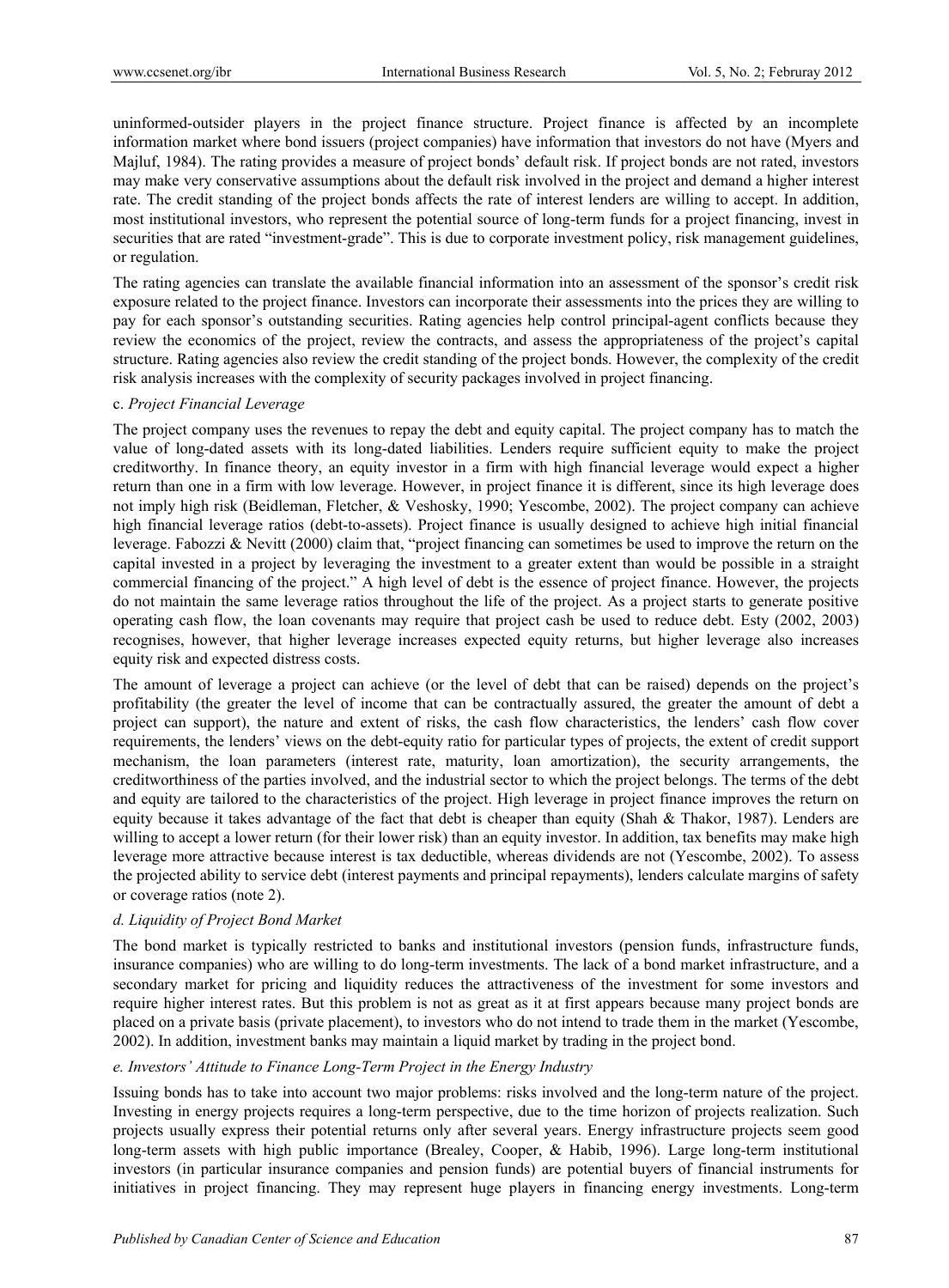uninformed-outsider players in the project finance structure. Project finance is affected by an incomplete information market where bond issuers (project companies) have information that investors do not have (Myers and Majluf, 1984). The rating provides a measure of project bonds' default risk. If project bonds are not rated, investors may make very conservative assumptions about the default risk involved in the project and demand a higher interest rate. The credit standing of the project bonds affects the rate of interest lenders are willing to accept. In addition, most institutional investors, who represent the potential source of long-term funds for a project financing, invest in securities that are rated "investment-grade". This is due to corporate investment policy, risk management guidelines, or regulation.

The rating agencies can translate the available financial information into an assessment of the sponsor's credit risk exposure related to the project finance. Investors can incorporate their assessments into the prices they are willing to pay for each sponsor's outstanding securities. Rating agencies help control principal-agent conflicts because they review the economics of the project, review the contracts, and assess the appropriateness of the project's capital structure. Rating agencies also review the credit standing of the project bonds. However, the complexity of the credit risk analysis increases with the complexity of security packages involved in project financing.

c. *Project Financial Leverage*

The project company uses the revenues to repay the debt and equity capital. The project company has to match the value of long-dated assets with its long-dated liabilities. Lenders require sufficient equity to make the project creditworthy. In finance theory, an equity investor in a firm with high financial leverage would expect a higher return than one in a firm with low leverage. However, in project finance it is different, since its high leverage does not imply high risk (Beidleman, Fletcher, & Veshosky, 1990; Yescombe, 2002). The project company can achieve high financial leverage ratios (debt-to-assets). Project finance is usually designed to achieve high initial financial leverage. Fabozzi & Nevitt (2000) claim that, "project financing can sometimes be used to improve the return on the capital invested in a project by leveraging the investment to a greater extent than would be possible in a straight commercial financing of the project." A high level of debt is the essence of project finance. However, the projects do not maintain the same leverage ratios throughout the life of the project. As a project starts to generate positive operating cash flow, the loan covenants may require that project cash be used to reduce debt. Esty (2002, 2003) recognises, however, that higher leverage increases expected equity returns, but higher leverage also increases equity risk and expected distress costs.

The amount of leverage a project can achieve (or the level of debt that can be raised) depends on the project's profitability (the greater the level of income that can be contractually assured, the greater the amount of debt a project can support), the nature and extent of risks, the cash flow characteristics, the lenders' cash flow cover requirements, the lenders' views on the debt-equity ratio for particular types of projects, the extent of credit support mechanism, the loan parameters (interest rate, maturity, loan amortization), the security arrangements, the creditworthiness of the parties involved, and the industrial sector to which the project belongs. The terms of the debt and equity are tailored to the characteristics of the project. High leverage in project finance improves the return on equity because it takes advantage of the fact that debt is cheaper than equity (Shah & Thakor, 1987). Lenders are willing to accept a lower return (for their lower risk) than an equity investor. In addition, tax benefits may make high leverage more attractive because interest is tax deductible, whereas dividends are not (Yescombe, 2002). To assess the projected ability to service debt (interest payments and principal repayments), lenders calculate margins of safety or coverage ratios (note 2).

*d. Liquidity of Project Bond Market*

The bond market is typically restricted to banks and institutional investors (pension funds, infrastructure funds, insurance companies) who are willing to do long-term investments. The lack of a bond market infrastructure, and a secondary market for pricing and liquidity reduces the attractiveness of the investment for some investors and require higher interest rates. But this problem is not as great as it at first appears because many project bonds are placed on a private basis (private placement), to investors who do not intend to trade them in the market (Yescombe, 2002). In addition, investment banks may maintain a liquid market by trading in the project bond.

*e. Investors' Attitude to Finance Long-Term Project in the Energy Industry*

Issuing bonds has to take into account two major problems: risks involved and the long-term nature of the project. Investing in energy projects requires a long-term perspective, due to the time horizon of projects realization. Such projects usually express their potential returns only after several years. Energy infrastructure projects seem good long-term assets with high public importance (Brealey, Cooper, & Habib, 1996). Large long-term institutional investors (in particular insurance companies and pension funds) are potential buyers of financial instruments for initiatives in project financing. They may represent huge players in financing energy investments. Long-term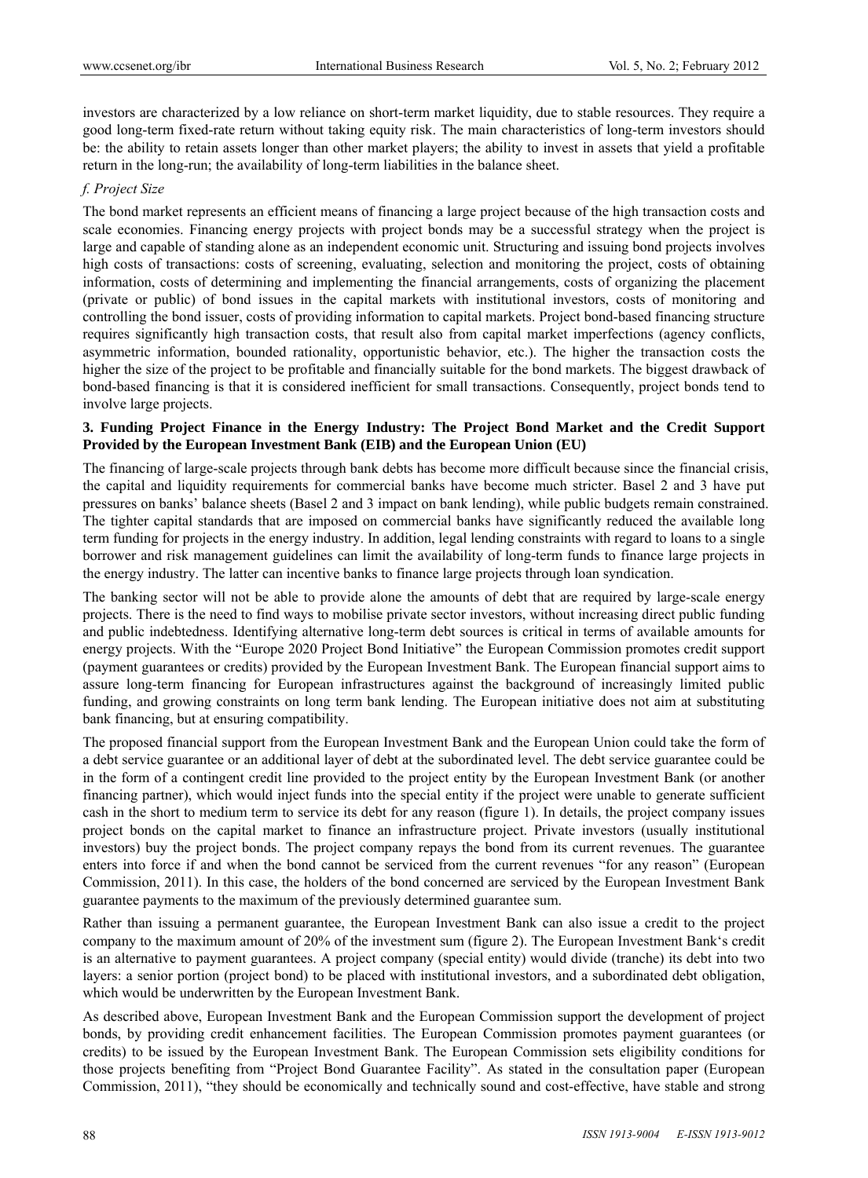investors are characterized by a low reliance on short-term market liquidity, due to stable resources. They require a good long-term fixed-rate return without taking equity risk. The main characteristics of long-term investors should be: the ability to retain assets longer than other market players; the ability to invest in assets that yield a profitable return in the long-run; the availability of long-term liabilities in the balance sheet.

*f. Project Size*

The bond market represents an efficient means of financing a large project because of the high transaction costs and scale economies. Financing energy projects with project bonds may be a successful strategy when the project is large and capable of standing alone as an independent economic unit. Structuring and issuing bond projects involves high costs of transactions: costs of screening, evaluating, selection and monitoring the project, costs of obtaining information, costs of determining and implementing the financial arrangements, costs of organizing the placement (private or public) of bond issues in the capital markets with institutional investors, costs of monitoring and controlling the bond issuer, costs of providing information to capital markets. Project bond-based financing structure requires significantly high transaction costs, that result also from capital market imperfections (agency conflicts, asymmetric information, bounded rationality, opportunistic behavior, etc.). The higher the transaction costs the higher the size of the project to be profitable and financially suitable for the bond markets. The biggest drawback of bond-based financing is that it is considered inefficient for small transactions. Consequently, project bonds tend to involve large projects.

## 3. Funding Project Finance in the Energy Industry: The Project Bond Market and the Credit Support Provided by the European Investment Bank (EIB) and the European Union (EU)

The financing of large-scale projects through bank debts has become more difficult because since the financial crisis, the capital and liquidity requirements for commercial banks have become much stricter. Basel 2 and 3 have put pressures on banks' balance sheets (Basel 2 and 3 impact on bank lending), while public budgets remain constrained. The tighter capital standards that are imposed on commercial banks have significantly reduced the available long term funding for projects in the energy industry. In addition, legal lending constraints with regard to loans to a single borrower and risk management guidelines can limit the availability of long-term funds to finance large projects in the energy industry. The latter can incentive banks to finance large projects through loan syndication.

The banking sector will not be able to provide alone the amounts of debt that are required by large-scale energy projects. There is the need to find ways to mobilise private sector investors, without increasing direct public funding and public indebtedness. Identifying alternative long-term debt sources is critical in terms of available amounts for energy projects. With the "Europe 2020 Project Bond Initiative" the European Commission promotes credit support (payment guarantees or credits) provided by the European Investment Bank. The European financial support aims to assure long-term financing for European infrastructures against the background of increasingly limited public funding, and growing constraints on long term bank lending. The European initiative does not aim at substituting bank financing, but at ensuring compatibility.

The proposed financial support from the European Investment Bank and the European Union could take the form of a debt service guarantee or an additional layer of debt at the subordinated level. The debt service guarantee could be in the form of a contingent credit line provided to the project entity by the European Investment Bank (or another financing partner), which would inject funds into the special entity if the project were unable to generate sufficient cash in the short to medium term to service its debt for any reason (figure 1). In details, the project company issues project bonds on the capital market to finance an infrastructure project. Private investors (usually institutional investors) buy the project bonds. The project company repays the bond from its current revenues. The guarantee enters into force if and when the bond cannot be serviced from the current revenues "for any reason" (European Commission, 2011). In this case, the holders of the bond concerned are serviced by the European Investment Bank guarantee payments to the maximum of the previously determined guarantee sum.

Rather than issuing a permanent guarantee, the European Investment Bank can also issue a credit to the project company to the maximum amount of 20% of the investment sum (figure 2). The European Investment Bank's credit is an alternative to payment guarantees. A project company (special entity) would divide (tranche) its debt into two layers: a senior portion (project bond) to be placed with institutional investors, and a subordinated debt obligation, which would be underwritten by the European Investment Bank.

As described above, European Investment Bank and the European Commission support the development of project bonds, by providing credit enhancement facilities. The European Commission promotes payment guarantees (or credits) to be issued by the European Investment Bank. The European Commission sets eligibility conditions for those projects benefiting from "Project Bond Guarantee Facility". As stated in the consultation paper (European Commission, 2011), "they should be economically and technically sound and cost-effective, have stable and strong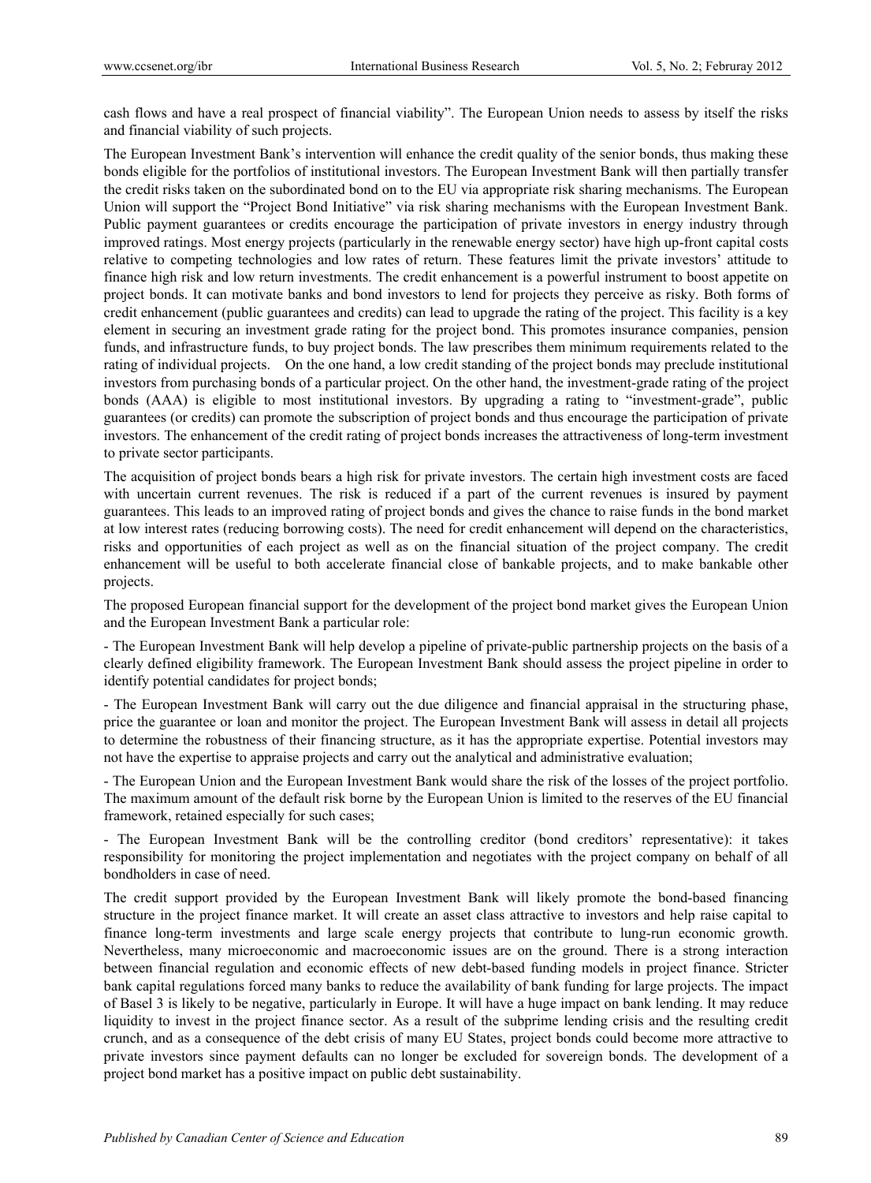cash flows and have a real prospect of financial viability". The European Union needs to assess by itself the risks and financial viability of such projects.

The European Investment Bank's intervention will enhance the credit quality of the senior bonds, thus making these bonds eligible for the portfolios of institutional investors. The European Investment Bank will then partially transfer the credit risks taken on the subordinated bond on to the EU via appropriate risk sharing mechanisms. The European Union will support the "Project Bond Initiative" via risk sharing mechanisms with the European Investment Bank. Public payment guarantees or credits encourage the participation of private investors in energy industry through improved ratings. Most energy projects (particularly in the renewable energy sector) have high up-front capital costs relative to competing technologies and low rates of return. These features limit the private investors' attitude to finance high risk and low return investments. The credit enhancement is a powerful instrument to boost appetite on project bonds. It can motivate banks and bond investors to lend for projects they perceive as risky. Both forms of credit enhancement (public guarantees and credits) can lead to upgrade the rating of the project. This facility is a key element in securing an investment grade rating for the project bond. This promotes insurance companies, pension funds, and infrastructure funds, to buy project bonds. The law prescribes them minimum requirements related to the rating of individual projects. On the one hand, a low credit standing of the project bonds may preclude institutional investors from purchasing bonds of a particular project. On the other hand, the investment-grade rating of the project bonds (AAA) is eligible to most institutional investors. By upgrading a rating to "investment-grade", public guarantees (or credits) can promote the subscription of project bonds and thus encourage the participation of private investors. The enhancement of the credit rating of project bonds increases the attractiveness of long-term investment to private sector participants.

The acquisition of project bonds bears a high risk for private investors. The certain high investment costs are faced with uncertain current revenues. The risk is reduced if a part of the current revenues is insured by payment guarantees. This leads to an improved rating of project bonds and gives the chance to raise funds in the bond market at low interest rates (reducing borrowing costs). The need for credit enhancement will depend on the characteristics, risks and opportunities of each project as well as on the financial situation of the project company. The credit enhancement will be useful to both accelerate financial close of bankable projects, and to make bankable other projects.

The proposed European financial support for the development of the project bond market gives the European Union and the European Investment Bank a particular role:

- The European Investment Bank will help develop a pipeline of private-public partnership projects on the basis of a clearly defined eligibility framework. The European Investment Bank should assess the project pipeline in order to identify potential candidates for project bonds;

- The European Investment Bank will carry out the due diligence and financial appraisal in the structuring phase, price the guarantee or loan and monitor the project. The European Investment Bank will assess in detail all projects to determine the robustness of their financing structure, as it has the appropriate expertise. Potential investors may not have the expertise to appraise projects and carry out the analytical and administrative evaluation;

- The European Union and the European Investment Bank would share the risk of the losses of the project portfolio. The maximum amount of the default risk borne by the European Union is limited to the reserves of the EU financial framework, retained especially for such cases;

- The European Investment Bank will be the controlling creditor (bond creditors' representative): it takes responsibility for monitoring the project implementation and negotiates with the project company on behalf of all bondholders in case of need.

The credit support provided by the European Investment Bank will likely promote the bond-based financing structure in the project finance market. It will create an asset class attractive to investors and help raise capital to finance long-term investments and large scale energy projects that contribute to lung-run economic growth. Nevertheless, many microeconomic and macroeconomic issues are on the ground. There is a strong interaction between financial regulation and economic effects of new debt-based funding models in project finance. Stricter bank capital regulations forced many banks to reduce the availability of bank funding for large projects. The impact of Basel 3 is likely to be negative, particularly in Europe. It will have a huge impact on bank lending. It may reduce liquidity to invest in the project finance sector. As a result of the subprime lending crisis and the resulting credit crunch, and as a consequence of the debt crisis of many EU States, project bonds could become more attractive to private investors since payment defaults can no longer be excluded for sovereign bonds. The development of a project bond market has a positive impact on public debt sustainability.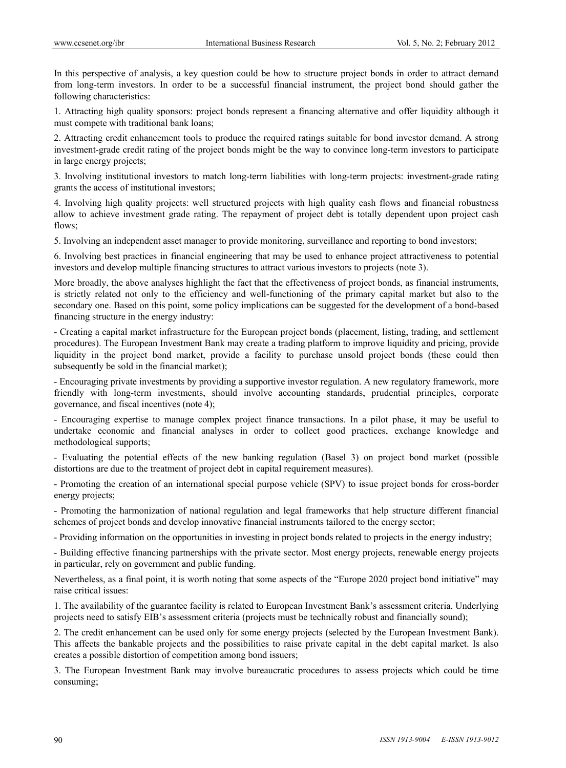In this perspective of analysis, a key question could be how to structure project bonds in order to attract demand from long-term investors. In order to be a successful financial instrument, the project bond should gather the following characteristics:

1. Attracting high quality sponsors: project bonds represent a financing alternative and offer liquidity although it must compete with traditional bank loans;

2. Attracting credit enhancement tools to produce the required ratings suitable for bond investor demand. A strong investment-grade credit rating of the project bonds might be the way to convince long-term investors to participate in large energy projects;

3. Involving institutional investors to match long-term liabilities with long-term projects: investment-grade rating grants the access of institutional investors;

4. Involving high quality projects: well structured projects with high quality cash flows and financial robustness allow to achieve investment grade rating. The repayment of project debt is totally dependent upon project cash flows;

5. Involving an independent asset manager to provide monitoring, surveillance and reporting to bond investors;

6. Involving best practices in financial engineering that may be used to enhance project attractiveness to potential investors and develop multiple financing structures to attract various investors to projects (note 3).

More broadly, the above analyses highlight the fact that the effectiveness of project bonds, as financial instruments, is strictly related not only to the efficiency and well-functioning of the primary capital market but also to the secondary one. Based on this point, some policy implications can be suggested for the development of a bond-based financing structure in the energy industry:

- Creating a capital market infrastructure for the European project bonds (placement, listing, trading, and settlement procedures). The European Investment Bank may create a trading platform to improve liquidity and pricing, provide liquidity in the project bond market, provide a facility to purchase unsold project bonds (these could then subsequently be sold in the financial market);

- Encouraging private investments by providing a supportive investor regulation. A new regulatory framework, more friendly with long-term investments, should involve accounting standards, prudential principles, corporate governance, and fiscal incentives (note 4);

- Encouraging expertise to manage complex project finance transactions. In a pilot phase, it may be useful to undertake economic and financial analyses in order to collect good practices, exchange knowledge and methodological supports;

- Evaluating the potential effects of the new banking regulation (Basel 3) on project bond market (possible distortions are due to the treatment of project debt in capital requirement measures).

- Promoting the creation of an international special purpose vehicle (SPV) to issue project bonds for cross-border energy projects;

- Promoting the harmonization of national regulation and legal frameworks that help structure different financial schemes of project bonds and develop innovative financial instruments tailored to the energy sector;

- Providing information on the opportunities in investing in project bonds related to projects in the energy industry;

- Building effective financing partnerships with the private sector. Most energy projects, renewable energy projects in particular, rely on government and public funding.

Nevertheless, as a final point, it is worth noting that some aspects of the "Europe 2020 project bond initiative" may raise critical issues:

1. The availability of the guarantee facility is related to European Investment Bank's assessment criteria. Underlying projects need to satisfy EIB's assessment criteria (projects must be technically robust and financially sound);

2. The credit enhancement can be used only for some energy projects (selected by the European Investment Bank). This affects the bankable projects and the possibilities to raise private capital in the debt capital market. Is also creates a possible distortion of competition among bond issuers;

3. The European Investment Bank may involve bureaucratic procedures to assess projects which could be time consuming;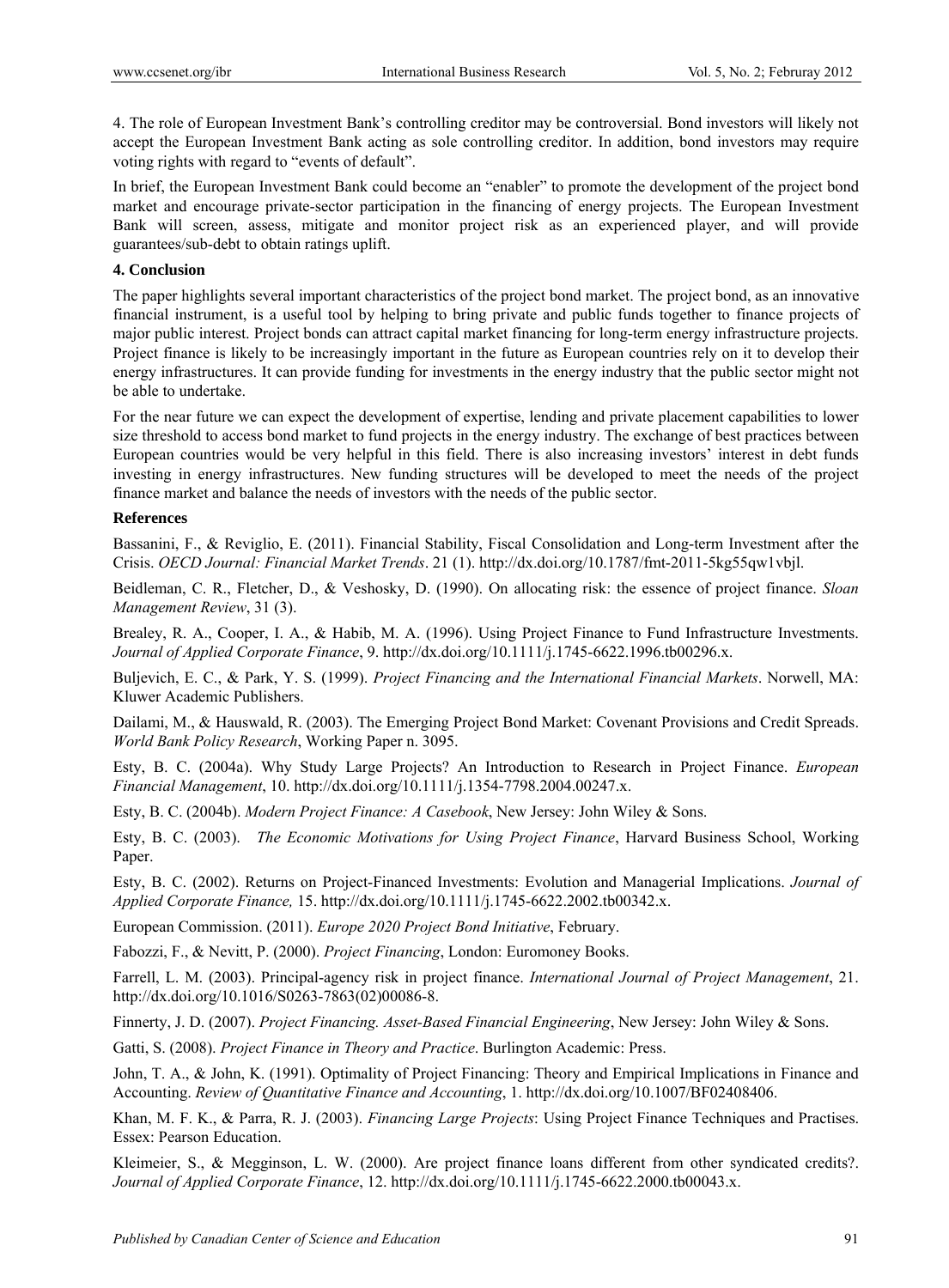4. The role of European Investment Bank's controlling creditor may be controversial. Bond investors will likely not accept the European Investment Bank acting as sole controlling creditor. In addition, bond investors may require voting rights with regard to "events of default".

In brief, the European Investment Bank could become an "enabler" to promote the development of the project bond market and encourage private-sector participation in the financing of energy projects. The European Investment Bank will screen, assess, mitigate and monitor project risk as an experienced player, and will provide guarantees/sub-debt to obtain ratings uplift.

## 4. Conclusion

The paper highlights several important characteristics of the project bond market. The project bond, as an innovative financial instrument, is a useful tool by helping to bring private and public funds together to finance projects of major public interest. Project bonds can attract capital market financing for long-term energy infrastructure projects. Project finance is likely to be increasingly important in the future as European countries rely on it to develop their energy infrastructures. It can provide funding for investments in the energy industry that the public sector might not be able to undertake.

For the near future we can expect the development of expertise, lending and private placement capabilities to lower size threshold to access bond market to fund projects in the energy industry. The exchange of best practices between European countries would be very helpful in this field. There is also increasing investors' interest in debt funds investing in energy infrastructures. New funding structures will be developed to meet the needs of the project finance market and balance the needs of investors with the needs of the public sector.

## References

Bassanini, F., & Reviglio, E. (2011). Financial Stability, Fiscal Consolidation and Long-term Investment after the Crisis. *OECD Journal: Financial Market Trends*. 21 (1). http://dx.doi.org/10.1787/fmt-2011-5kg55qw1vbjl.

Beidleman, C. R., Fletcher, D., & Veshosky, D. (1990). On allocating risk: the essence of project finance. *Sloan Management Review*, 31 (3).

Brealey, R. A., Cooper, I. A., & Habib, M. A. (1996). Using Project Finance to Fund Infrastructure Investments. *Journal of Applied Corporate Finance*, 9. http://dx.doi.org/10.1111/j.1745-6622.1996.tb00296.x.

Buljevich, E. C., & Park, Y. S. (1999). *Project Financing and the International Financial Markets*. Norwell, MA: Kluwer Academic Publishers.

Dailami, M., & Hauswald, R. (2003). The Emerging Project Bond Market: Covenant Provisions and Credit Spreads. *World Bank Policy Research*, Working Paper n. 3095.

Esty, B. C. (2004a). Why Study Large Projects? An Introduction to Research in Project Finance. *European Financial Management*, 10. http://dx.doi.org/10.1111/j.1354-7798.2004.00247.x.

Esty, B. C. (2004b). *Modern Project Finance: A Casebook*, New Jersey: John Wiley & Sons.

Esty, B. C. (2003). *The Economic Motivations for Using Project Finance*, Harvard Business School, Working Paper.

Esty, B. C. (2002). Returns on Project-Financed Investments: Evolution and Managerial Implications. *Journal of Applied Corporate Finance,* 15. http://dx.doi.org/10.1111/j.1745-6622.2002.tb00342.x.

European Commission. (2011). *Europe 2020 Project Bond Initiative*, February.

Fabozzi, F., & Nevitt, P. (2000). *Project Financing*, London: Euromoney Books.

Farrell, L. M. (2003). Principal-agency risk in project finance. *International Journal of Project Management*, 21. http://dx.doi.org/10.1016/S0263-7863(02)00086-8.

Finnerty, J. D. (2007). *Project Financing. Asset-Based Financial Engineering*, New Jersey: John Wiley & Sons.

Gatti, S. (2008). *Project Finance in Theory and Practice*. Burlington Academic: Press.

John, T. A., & John, K. (1991). Optimality of Project Financing: Theory and Empirical Implications in Finance and Accounting. *Review of Quantitative Finance and Accounting*, 1. http://dx.doi.org/10.1007/BF02408406.

Khan, M. F. K., & Parra, R. J. (2003). *Financing Large Projects*: Using Project Finance Techniques and Practises. Essex: Pearson Education.

Kleimeier, S., & Megginson, L. W. (2000). Are project finance loans different from other syndicated credits?. *Journal of Applied Corporate Finance*, 12. http://dx.doi.org/10.1111/j.1745-6622.2000.tb00043.x.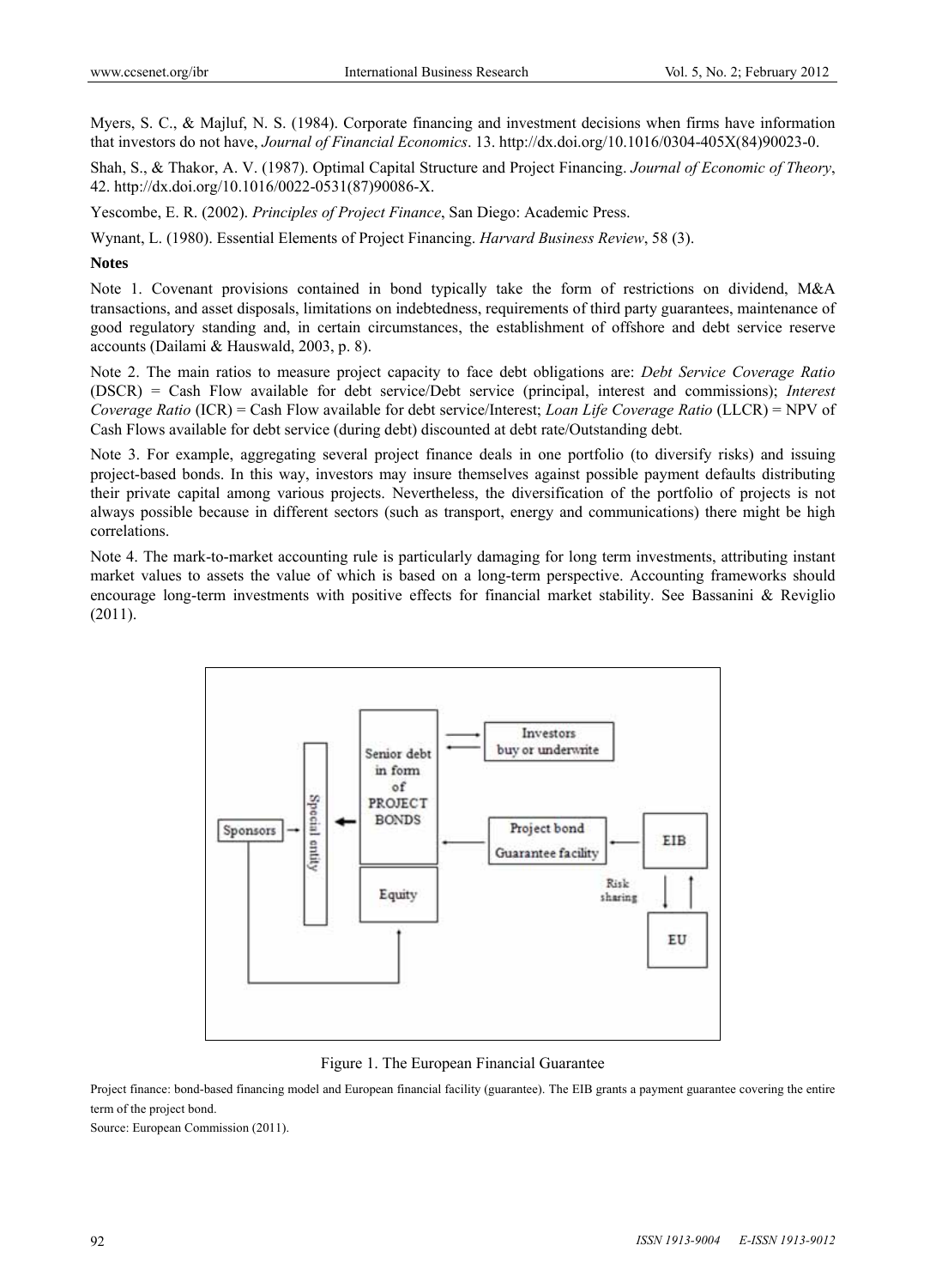Myers, S. C., & Majluf, N. S. (1984). Corporate financing and investment decisions when firms have information that investors do not have, *Journal of Financial Economics*. 13. http://dx.doi.org/10.1016/0304-405X(84)90023-0.

Shah, S., & Thakor, A. V. (1987). Optimal Capital Structure and Project Financing. *Journal of Economic of Theory*, 42. http://dx.doi.org/10.1016/0022-0531(87)90086-X.

Yescombe, E. R. (2002). *Principles of Project Finance*, San Diego: Academic Press.

Wynant, L. (1980). Essential Elements of Project Financing. *Harvard Business Review*, 58 (3).

**Notes**

Note 1. Covenant provisions contained in bond typically take the form of restrictions on dividend, M&A transactions, and asset disposals, limitations on indebtedness, requirements of third party guarantees, maintenance of good regulatory standing and, in certain circumstances, the establishment of offshore and debt service reserve accounts (Dailami & Hauswald, 2003, p. 8).

Note 2. The main ratios to measure project capacity to face debt obligations are: *Debt Service Coverage Ratio* (DSCR) = Cash Flow available for debt service/Debt service (principal, interest and commissions); *Interest Coverage Ratio* (ICR) = Cash Flow available for debt service/Interest; *Loan Life Coverage Ratio* (LLCR) = NPV of Cash Flows available for debt service (during debt) discounted at debt rate/Outstanding debt.

Note 3. For example, aggregating several project finance deals in one portfolio (to diversify risks) and issuing project-based bonds. In this way, investors may insure themselves against possible payment defaults distributing their private capital among various projects. Nevertheless, the diversification of the portfolio of projects is not always possible because in different sectors (such as transport, energy and communications) there might be high correlations.

Note 4. The mark-to-market accounting rule is particularly damaging for long term investments, attributing instant market values to assets the value of which is based on a long-term perspective. Accounting frameworks should encourage long-term investments with positive effects for financial market stability. See Bassanini & Reviglio (2011).

Figure 1. The European Financial Guarantee

Project finance: bond-based financing model and European financial facility (guarantee). The EIB grants a payment guarantee covering the entire term of the project bond.

Source: European Commission (2011).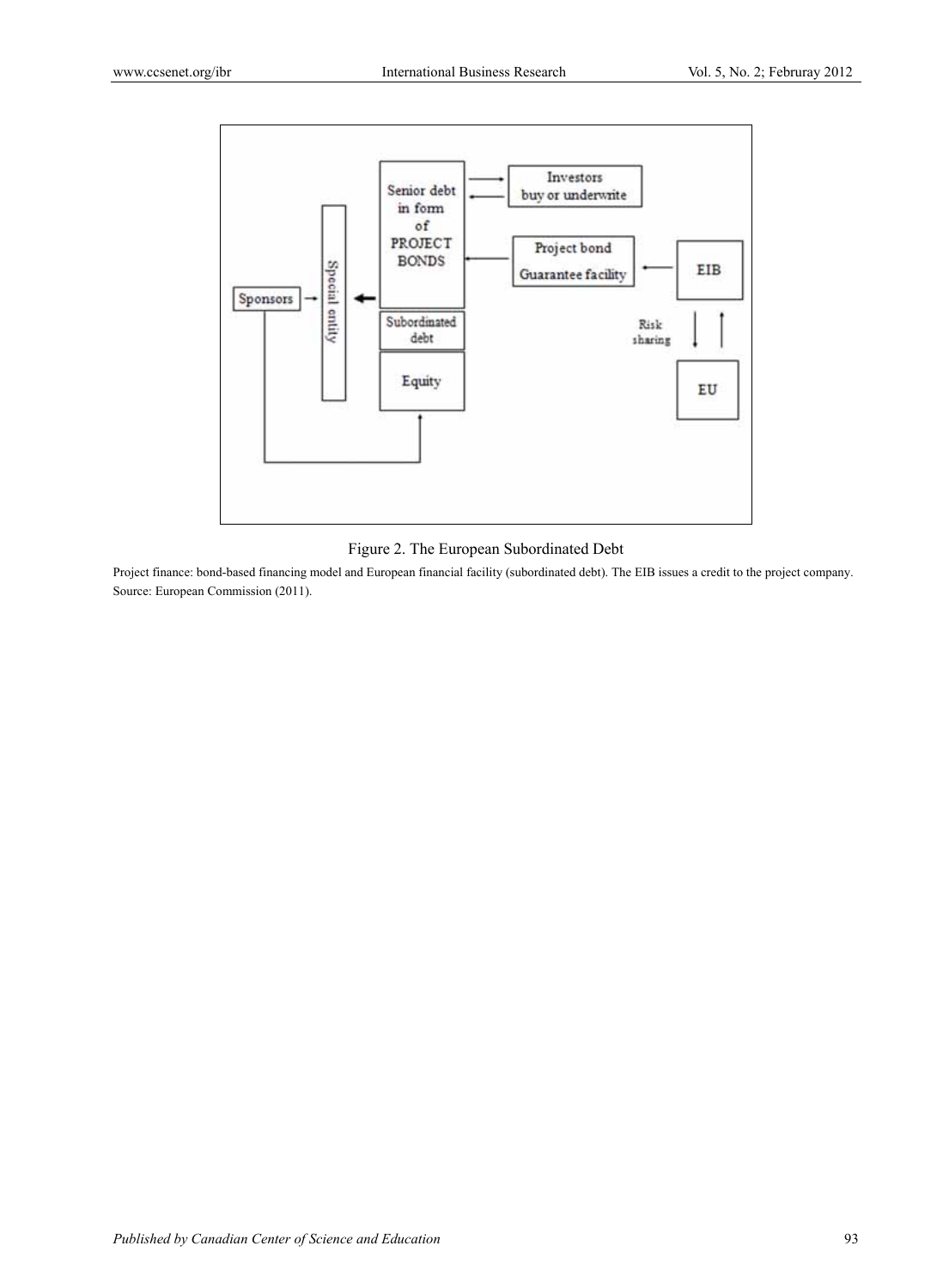Senior debt in form of PROJECT BONDS

Investors buy or underwrite

Project bond Guarantee facility

EIB

Risk sharing

EU

Sponsors

Special entity

Subordinated debt

Equity

Figure 2. The European Subordinated Debt

Project finance: bond-based financing model and European financial facility (subordinated debt). The EIB issues a credit to the project company. Source: European Commission (2011).